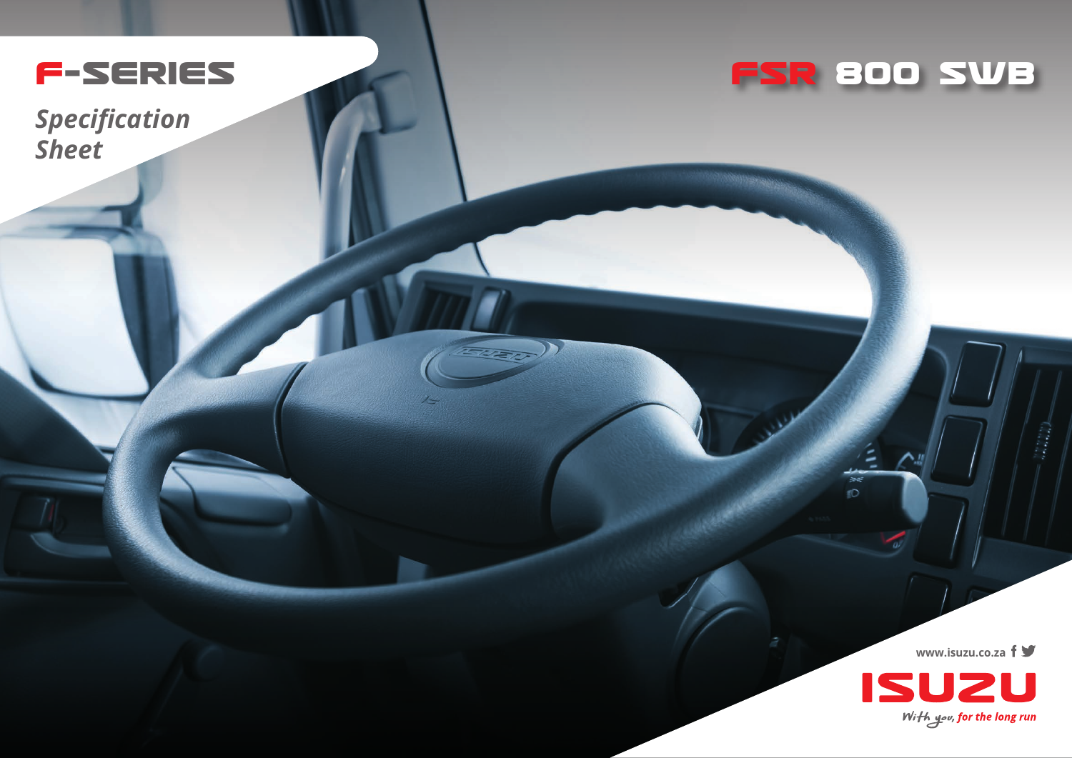# F-SERIES

*Specification Sheet*

# FSR 800 SWB

www.isuzu.co.za

ISUZU

*With you, for the long run*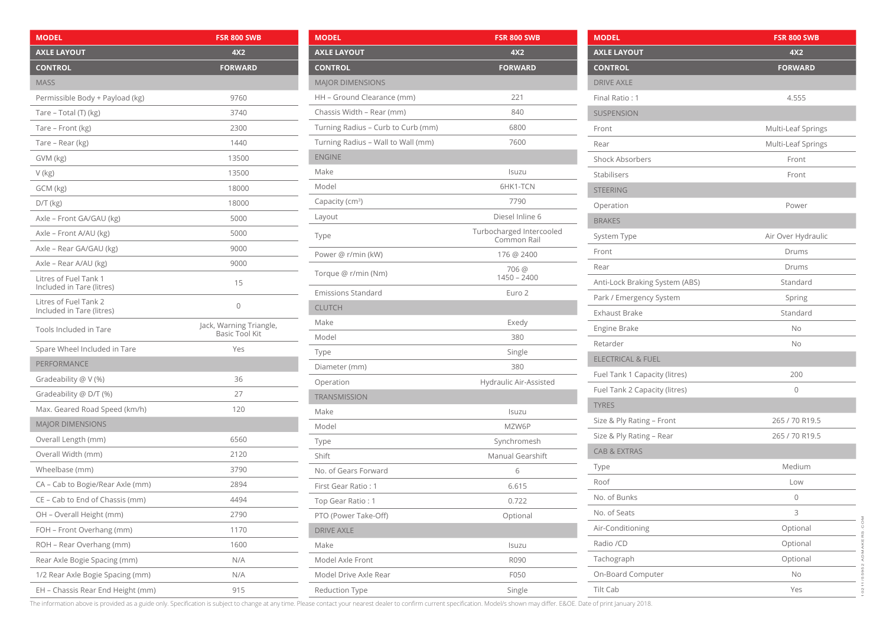| MODEL | FSR 800 SWB |
|---|---|
| AXLE LAYOUT | 4X2 |
| CONTROL | FORWARD |
| MASS | |
| Permissible Body + Payload (kg) | 9760 |
| Tare – Total (T) (kg) | 3740 |
| Tare – Front (kg) | 2300 |
| Tare – Rear (kg) | 1440 |
| GVM (kg) | 13500 |
| V (kg) | 13500 |
| GCM (kg) | 18000 |
| D/T (kg) | 18000 |
| Axle – Front GA/GAU (kg) | 5000 |
| Axle – Front A/AU (kg) | 5000 |
| Axle – Rear GA/GAU (kg) | 9000 |
| Axle – Rear A/AU (kg) | 9000 |
| Litres of Fuel Tank 1 Included in Tare (litres) | 15 |
| Litres of Fuel Tank 2 Included in Tare (litres) | 0 |
| Tools Included in Tare | Jack, Warning Triangle, Basic Tool Kit |
| Spare Wheel Included in Tare | Yes |
| PERFORMANCE | |
| Gradeability @ V (%) | 36 |
| Gradeability @ D/T (%) | 27 |
| Max. Geared Road Speed (km/h) | 120 |
| MAJOR DIMENSIONS | |
| Overall Length (mm) | 6560 |
| Overall Width (mm) | 2120 |
| Wheelbase (mm) | 3790 |
| CA – Cab to Bogie/Rear Axle (mm) | 2894 |
| CE – Cab to End of Chassis (mm) | 4494 |
| OH – Overall Height (mm) | 2790 |
| FOH – Front Overhang (mm) | 1170 |
| ROH – Rear Overhang (mm) | 1600 |
| Rear Axle Bogie Spacing (mm) | N/A |
| 1/2 Rear Axle Bogie Spacing (mm) | N/A |
| EH – Chassis Rear End Height (mm) | 915 |

| MODEL | FSR 800 SWB |
|---|---|
| AXLE LAYOUT | 4X2 |
| CONTROL | FORWARD |
| MAJOR DIMENSIONS | |
| HH – Ground Clearance (mm) | 221 |
| Chassis Width – Rear (mm) | 840 |
| Turning Radius – Curb to Curb (mm) | 6800 |
| Turning Radius – Wall to Wall (mm) | 7600 |
| ENGINE | |
| Make | Isuzu |
| Model | 6HK1-TCN |
| Capacity (cm³) | 7790 |
| Layout | Diesel Inline 6 |
| Type | Turbocharged Intercooled Common Rail |
| Power @ r/min (kW) | 176 @ 2400 |
| Torque @ r/min (Nm) | 706 @ 1450 – 2400 |
| Emissions Standard | Euro 2 |
| CLUTCH | |
| Make | Exedy |
| Model | 380 |
| Type | Single |
| Diameter (mm) | 380 |
| Operation | Hydraulic Air-Assisted |
| TRANSMISSION | |
| Make | Isuzu |
| Model | MZW6P |
| Type | Synchromesh |
| Shift | Manual Gearshift |
| No. of Gears Forward | 6 |
| First Gear Ratio : 1 | 6.615 |
| Top Gear Ratio : 1 | 0.722 |
| PTO (Power Take-Off) | Optional |
| DRIVE AXLE | |
| Make | Isuzu |
| Model Axle Front | R090 |
| Model Drive Axle Rear | F050 |
| Reduction Type | Single |

| MODEL | FSR 800 SWB |
|---|---|
| AXLE LAYOUT | 4X2 |
| CONTROL | FORWARD |
| DRIVE AXLE | |
| Final Ratio : 1 | 4.555 |
| SUSPENSION | |
| Front | Multi-Leaf Springs |
| Rear | Multi-Leaf Springs |
| Shock Absorbers | Front |
| Stabilisers | Front |
| STEERING | |
| Operation | Power |
| BRAKES | |
| System Type | Air Over Hydraulic |
| Front | Drums |
| Rear | Drums |
| Anti-Lock Braking System (ABS) | Standard |
| Park / Emergency System | Spring |
| Exhaust Brake | Standard |
| Engine Brake | No |
| Retarder | No |
| ELECTRICAL & FUEL | |
| Fuel Tank 1 Capacity (litres) | 200 |
| Fuel Tank 2 Capacity (litres) | 0 |
| TYRES | |
| Size & Ply Rating – Front | 265 / 70 R19.5 |
| Size & Ply Rating – Rear | 265 / 70 R19.5 |
| CAB & EXTRAS | |
| Type | Medium |
| Roof | Low |
| No. of Bunks | 0 |
| No. of Seats | 3 |
| Air-Conditioning | Optional |
| Radio /CD | Optional |
| Tachograph | Optional |
| On-Board Computer | No |
| Tilt Cab | Yes |

The information above is provided as a guide only. Specification is subject to change at any time. Please contact your nearest dealer to confirm current specification. Model/s shown may differ. E&OE. Date of print January 2018.

10211/55862 ADMAKERS.COM